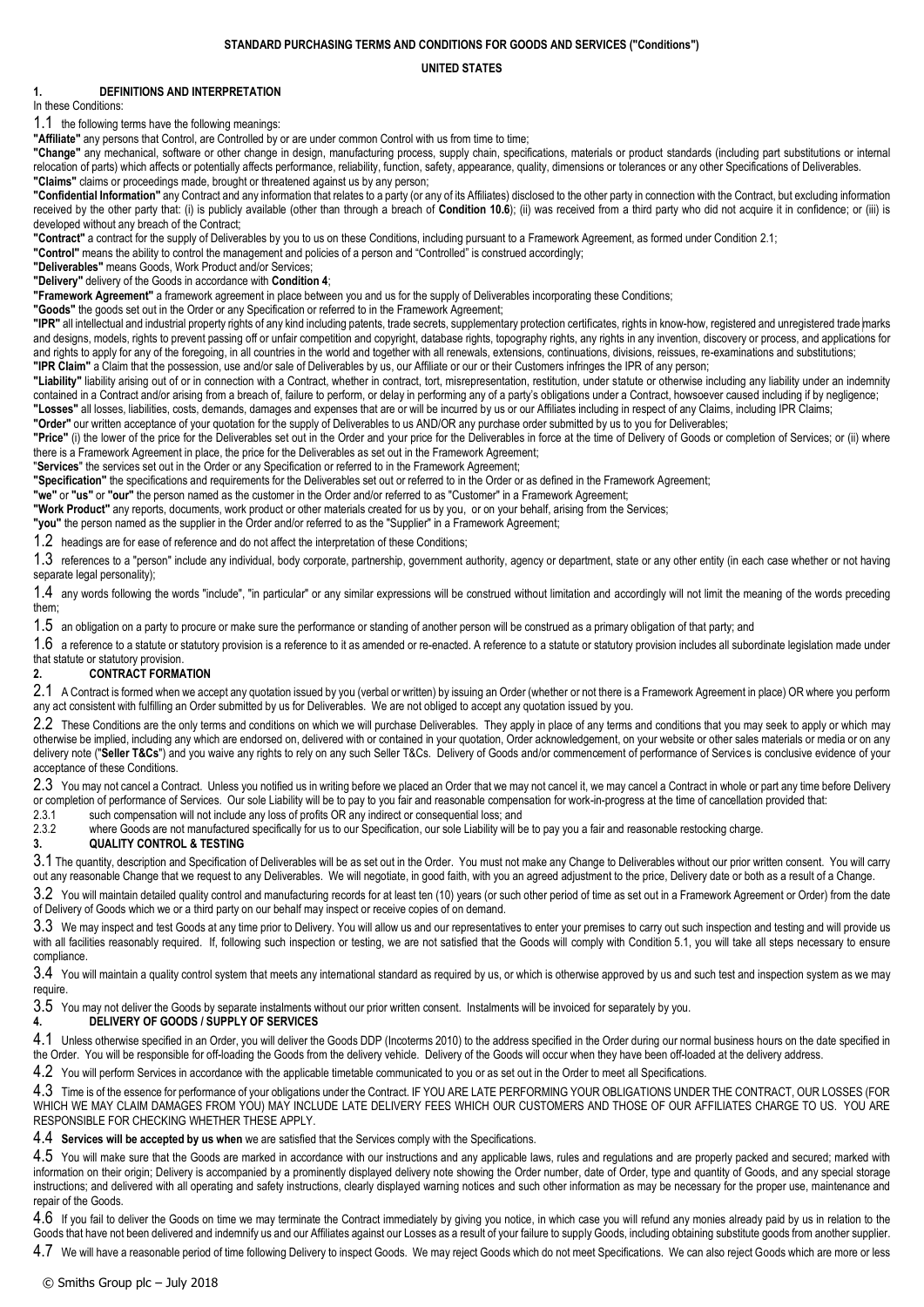**STANDARD PURCHASING TERMS AND CONDITIONS FOR GOODS AND SERVICES ("Conditions")**

**UNITED STATES**

## 1. DEFINITIONS AND INTERPRETATION

In these Conditions:

1.1 the following terms have the following meanings:

**"Affiliate"** any persons that Control, are Controlled by or are under common Control with us from time to time;

**"Change"** any mechanical, software or other change in design, manufacturing process, supply chain, specifications, materials or product standards (including part substitutions or internal relocation of parts) which affects or potentially affects performance, reliability, function, safety, appearance, quality, dimensions or tolerances or any other Specifications of Deliverables.

**"Claims"** claims or proceedings made, brought or threatened against us by any person;

**"Confidential Information"** any Contract and any information that relates to a party (or any of its Affiliates) disclosed to the other party in connection with the Contract, but excluding information received by the other party that: (i) is publicly available (other than through a breach of **Condition 10.6**); (ii) was received from a third party who did not acquire it in confidence; or (iii) is developed without any breach of the Contract;

**"Contract"** a contract for the supply of Deliverables by you to us on these Conditions, including pursuant to a Framework Agreement, as formed under Condition 2.1;

**"Control"** means the ability to control the management and policies of a person and "Controlled" is construed accordingly;

**"Deliverables"** means Goods, Work Product and/or Services;

**"Delivery"** delivery of the Goods in accordance with **Condition 4**;

**"Framework Agreement"** a framework agreement in place between you and us for the supply of Deliverables incorporating these Conditions;

**"Goods"** the goods set out in the Order or any Specification or referred to in the Framework Agreement;

**"IPR"** all intellectual and industrial property rights of any kind including patents, trade secrets, supplementary protection certificates, rights in know-how, registered and unregistered trade marks and designs, models, rights to prevent passing off or unfair competition and copyright, database rights, topography rights, any rights in any invention, discovery or process, and applications for and rights to apply for any of the foregoing, in all countries in the world and together with all renewals, extensions, continuations, divisions, reissues, re-examinations and substitutions;

**"IPR Claim"** a Claim that the possession, use and/or sale of Deliverables by us, our Affiliate or our or their Customers infringes the IPR of any person;

**"Liability"** liability arising out of or in connection with a Contract, whether in contract, tort, misrepresentation, restitution, under statute or otherwise including any liability under an indemnity contained in a Contract and/or arising from a breach of, failure to perform, or delay in performing any of a party's obligations under a Contract, howsoever caused including if by negligence;

**"Losses"** all losses, liabilities, costs, demands, damages and expenses that are or will be incurred by us or our Affiliates including in respect of any Claims, including IPR Claims;

**"Order"** our written acceptance of your quotation for the supply of Deliverables to us AND/OR any purchase order submitted by us to you for Deliverables;

**"Price"** (i) the lower of the price for the Deliverables set out in the Order and your price for the Deliverables in force at the time of Delivery of Goods or completion of Services; or (ii) where there is a Framework Agreement in place, the price for the Deliverables as set out in the Framework Agreement;

"**Services**" the services set out in the Order or any Specification or referred to in the Framework Agreement;

**"Specification"** the specifications and requirements for the Deliverables set out or referred to in the Order or as defined in the Framework Agreement;

**"we"** or **"us"** or **"our"** the person named as the customer in the Order and/or referred to as "Customer" in a Framework Agreement;

**"Work Product"** any reports, documents, work product or other materials created for us by you, or on your behalf, arising from the Services;

**"you"** the person named as the supplier in the Order and/or referred to as the "Supplier" in a Framework Agreement;

1.2 headings are for ease of reference and do not affect the interpretation of these Conditions;

1.3 references to a "person" include any individual, body corporate, partnership, government authority, agency or department, state or any other entity (in each case whether or not having separate legal personality);

1.4 any words following the words "include", "in particular" or any similar expressions will be construed without limitation and accordingly will not limit the meaning of the words preceding them;

1.5 an obligation on a party to procure or make sure the performance or standing of another person will be construed as a primary obligation of that party; and

1.6 a reference to a statute or statutory provision is a reference to it as amended or re-enacted. A reference to a statute or statutory provision includes all subordinate legislation made under that statute or statutory provision.

## 2. CONTRACT FORMATION

2.1 A Contract is formed when we accept any quotation issued by you (verbal or written) by issuing an Order (whether or not there is a Framework Agreement in place) OR where you perform any act consistent with fulfilling an Order submitted by us for Deliverables. We are not obliged to accept any quotation issued by you.

2.2 These Conditions are the only terms and conditions on which we will purchase Deliverables. They apply in place of any terms and conditions that you may seek to apply or which may otherwise be implied, including any which are endorsed on, delivered with or contained in your quotation, Order acknowledgement, on your website or other sales materials or media or on any delivery note ("**Seller T&Cs**") and you waive any rights to rely on any such Seller T&Cs. Delivery of Goods and/or commencement of performance of Services is conclusive evidence of your acceptance of these Conditions.

2.3 You may not cancel a Contract. Unless you notified us in writing before we placed an Order that we may not cancel it, we may cancel a Contract in whole or part any time before Delivery or completion of performance of Services. Our sole Liability will be to pay to you fair and reasonable compensation for work-in-progress at the time of cancellation provided that:

2.3.1 such compensation will not include any loss of profits OR any indirect or consequential loss; and

2.3.2 where Goods are not manufactured specifically for us to our Specification, our sole Liability will be to pay you a fair and reasonable restocking charge.

## 3. QUALITY CONTROL & TESTING

3.1 The quantity, description and Specification of Deliverables will be as set out in the Order. You must not make any Change to Deliverables without our prior written consent. You will carry out any reasonable Change that we request to any Deliverables. We will negotiate, in good faith, with you an agreed adjustment to the price, Delivery date or both as a result of a Change.

3.2 You will maintain detailed quality control and manufacturing records for at least ten (10) years (or such other period of time as set out in a Framework Agreement or Order) from the date of Delivery of Goods which we or a third party on our behalf may inspect or receive copies of on demand.

3.3 We may inspect and test Goods at any time prior to Delivery. You will allow us and our representatives to enter your premises to carry out such inspection and testing and will provide us with all facilities reasonably required. If, following such inspection or testing, we are not satisfied that the Goods will comply with Condition 5.1, you will take all steps necessary to ensure compliance.

3.4 You will maintain a quality control system that meets any international standard as required by us, or which is otherwise approved by us and such test and inspection system as we may require.

3.5 You may not deliver the Goods by separate instalments without our prior written consent. Instalments will be invoiced for separately by you.

## 4. DELIVERY OF GOODS / SUPPLY OF SERVICES

4.1 Unless otherwise specified in an Order, you will deliver the Goods DDP (Incoterms 2010) to the address specified in the Order during our normal business hours on the date specified in the Order. You will be responsible for off-loading the Goods from the delivery vehicle. Delivery of the Goods will occur when they have been off-loaded at the delivery address.

4.2 You will perform Services in accordance with the applicable timetable communicated to you or as set out in the Order to meet all Specifications.

4.3 Time is of the essence for performance of your obligations under the Contract. IF YOU ARE LATE PERFORMING YOUR OBLIGATIONS UNDER THE CONTRACT, OUR LOSSES (FOR WHICH WE MAY CLAIM DAMAGES FROM YOU) MAY INCLUDE LATE DELIVERY FEES WHICH OUR CUSTOMERS AND THOSE OF OUR AFFILIATES CHARGE TO US. YOU ARE RESPONSIBLE FOR CHECKING WHETHER THESE APPLY.

4.4 **Services will be accepted by us when** we are satisfied that the Services comply with the Specifications.

4.5 You will make sure that the Goods are marked in accordance with our instructions and any applicable laws, rules and regulations and are properly packed and secured; marked with information on their origin; Delivery is accompanied by a prominently displayed delivery note showing the Order number, date of Order, type and quantity of Goods, and any special storage instructions; and delivered with all operating and safety instructions, clearly displayed warning notices and such other information as may be necessary for the proper use, maintenance and repair of the Goods.

4.6 If you fail to deliver the Goods on time we may terminate the Contract immediately by giving you notice, in which case you will refund any monies already paid by us in relation to the Goods that have not been delivered and indemnify us and our Affiliates against our Losses as a result of your failure to supply Goods, including obtaining substitute goods from another supplier.

4.7 We will have a reasonable period of time following Delivery to inspect Goods. We may reject Goods which do not meet Specifications. We can also reject Goods which are more or less

© Smiths Group plc – July 2018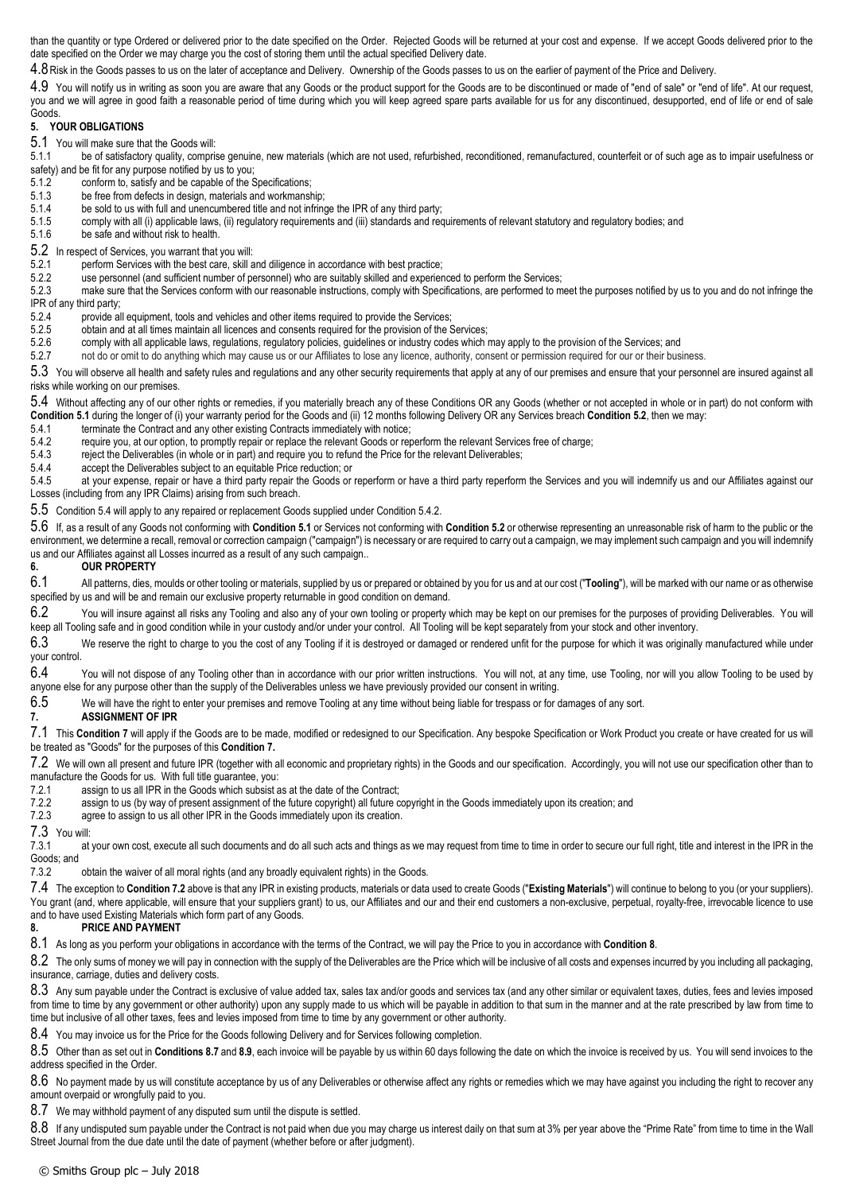than the quantity or type Ordered or delivered prior to the date specified on the Order. Rejected Goods will be returned at your cost and expense. If we accept Goods delivered prior to the date specified on the Order we may charge you the cost of storing them until the actual specified Delivery date.

4.8 Risk in the Goods passes to us on the later of acceptance and Delivery. Ownership of the Goods passes to us on the earlier of payment of the Price and Delivery.

4.9 You will notify us in writing as soon as you are aware that any Goods or the product support for the Goods are to be discontinued or made of "end of sale" or "end of life". At our request, you and we will agree in good faith a reasonable period of time during which you will keep agreed spare parts available for us for any discontinued, desupported, end of life or end of sale Goods.

## 5. YOUR OBLIGATIONS

5.1 You will make sure that the Goods will:

5.1.1 be of satisfactory quality, comprise genuine, new materials (which are not used, refurbished, reconditioned, remanufactured, counterfeit or of such age as to impair usefulness or safety) and be fit for any purpose notified by us to you;

5.1.2 conform to, satisfy and be capable of the Specifications;

5.1.3 be free from defects in design, materials and workmanship;

5.1.4 be sold to us with full and unencumbered title and not infringe the IPR of any third party;

5.1.5 comply with all (i) applicable laws, (ii) regulatory requirements and (iii) standards and requirements of relevant statutory and regulatory bodies; and

5.1.6 be safe and without risk to health.

5.2 In respect of Services, you warrant that you will:

5.2.1 perform Services with the best care, skill and diligence in accordance with best practice;

5.2.2 use personnel (and sufficient number of personnel) who are suitably skilled and experienced to perform the Services;

5.2.3 make sure that the Services conform with our reasonable instructions, comply with Specifications, are performed to meet the purposes notified by us to you and do not infringe the IPR of any third party;

5.2.4 provide all equipment, tools and vehicles and other items required to provide the Services;

5.2.5 obtain and at all times maintain all licences and consents required for the provision of the Services;

5.2.6 comply with all applicable laws, regulations, regulatory policies, guidelines or industry codes which may apply to the provision of the Services; and

5.2.7 not do or omit to do anything which may cause us or our Affiliates to lose any licence, authority, consent or permission required for our or their business.

5.3 You will observe all health and safety rules and regulations and any other security requirements that apply at any of our premises and ensure that your personnel are insured against all risks while working on our premises.

5.4 Without affecting any of our other rights or remedies, if you materially breach any of these Conditions OR any Goods (whether or not accepted in whole or in part) do not conform with **Condition 5.1** during the longer of (i) your warranty period for the Goods and (ii) 12 months following Delivery OR any Services breach **Condition 5.2**, then we may:

5.4.1 terminate the Contract and any other existing Contracts immediately with notice;

5.4.2 require you, at our option, to promptly repair or replace the relevant Goods or reperform the relevant Services free of charge;

5.4.3 reject the Deliverables (in whole or in part) and require you to refund the Price for the relevant Deliverables;

5.4.4 accept the Deliverables subject to an equitable Price reduction; or

5.4.5 at your expense, repair or have a third party repair the Goods or reperform or have a third party reperform the Services and you will indemnify us and our Affiliates against our Losses (including from any IPR Claims) arising from such breach.

5.5 Condition 5.4 will apply to any repaired or replacement Goods supplied under Condition 5.4.2.

5.6 If, as a result of any Goods not conforming with **Condition 5.1** or Services not conforming with **Condition 5.2** or otherwise representing an unreasonable risk of harm to the public or the environment, we determine a recall, removal or correction campaign ("campaign") is necessary or are required to carry out a campaign, we may implement such campaign and you will indemnify us and our Affiliates against all Losses incurred as a result of any such campaign..

## 6. OUR PROPERTY

6.1 All patterns, dies, moulds or other tooling or materials, supplied by us or prepared or obtained by you for us and at our cost ("**Tooling**"), will be marked with our name or as otherwise specified by us and will be and remain our exclusive property returnable in good condition on demand.

6.2 You will insure against all risks any Tooling and also any of your own tooling or property which may be kept on our premises for the purposes of providing Deliverables. You will keep all Tooling safe and in good condition while in your custody and/or under your control. All Tooling will be kept separately from your stock and other inventory.

6.3 We reserve the right to charge to you the cost of any Tooling if it is destroyed or damaged or rendered unfit for the purpose for which it was originally manufactured while under your control.

6.4 You will not dispose of any Tooling other than in accordance with our prior written instructions. You will not, at any time, use Tooling, nor will you allow Tooling to be used by anyone else for any purpose other than the supply of the Deliverables unless we have previously provided our consent in writing.

6.5 We will have the right to enter your premises and remove Tooling at any time without being liable for trespass or for damages of any sort.

## 7. ASSIGNMENT OF IPR

7.1 This **Condition 7** will apply if the Goods are to be made, modified or redesigned to our Specification. Any bespoke Specification or Work Product you create or have created for us will be treated as "Goods" for the purposes of this **Condition 7.**

7.2 We will own all present and future IPR (together with all economic and proprietary rights) in the Goods and our specification. Accordingly, you will not use our specification other than to manufacture the Goods for us. With full title guarantee, you:

7.2.1 assign to us all IPR in the Goods which subsist as at the date of the Contract;

7.2.2 assign to us (by way of present assignment of the future copyright) all future copyright in the Goods immediately upon its creation; and

7.2.3 agree to assign to us all other IPR in the Goods immediately upon its creation.

7.3 You will:

7.3.1 at your own cost, execute all such documents and do all such acts and things as we may request from time to time in order to secure our full right, title and interest in the IPR in the Goods; and

7.3.2 obtain the waiver of all moral rights (and any broadly equivalent rights) in the Goods.

7.4 The exception to **Condition 7.2** above is that any IPR in existing products, materials or data used to create Goods ("**Existing Materials**") will continue to belong to you (or your suppliers). You grant (and, where applicable, will ensure that your suppliers grant) to us, our Affiliates and our and their end customers a non-exclusive, perpetual, royalty-free, irrevocable licence to use and to have used Existing Materials which form part of any Goods.

## 8. PRICE AND PAYMENT

8.1 As long as you perform your obligations in accordance with the terms of the Contract, we will pay the Price to you in accordance with **Condition 8**.

8.2 The only sums of money we will pay in connection with the supply of the Deliverables are the Price which will be inclusive of all costs and expenses incurred by you including all packaging, insurance, carriage, duties and delivery costs.

8.3 Any sum payable under the Contract is exclusive of value added tax, sales tax and/or goods and services tax (and any other similar or equivalent taxes, duties, fees and levies imposed from time to time by any government or other authority) upon any supply made to us which will be payable in addition to that sum in the manner and at the rate prescribed by law from time to time but inclusive of all other taxes, fees and levies imposed from time to time by any government or other authority.

8.4 You may invoice us for the Price for the Goods following Delivery and for Services following completion.

8.5 Other than as set out in **Conditions 8.7** and **8.9**, each invoice will be payable by us within 60 days following the date on which the invoice is received by us. You will send invoices to the address specified in the Order.

8.6 No payment made by us will constitute acceptance by us of any Deliverables or otherwise affect any rights or remedies which we may have against you including the right to recover any amount overpaid or wrongfully paid to you.

8.7 We may withhold payment of any disputed sum until the dispute is settled.

8.8 If any undisputed sum payable under the Contract is not paid when due you may charge us interest daily on that sum at 3% per year above the "Prime Rate" from time to time in the Wall Street Journal from the due date until the date of payment (whether before or after judgment).

© Smiths Group plc – July 2018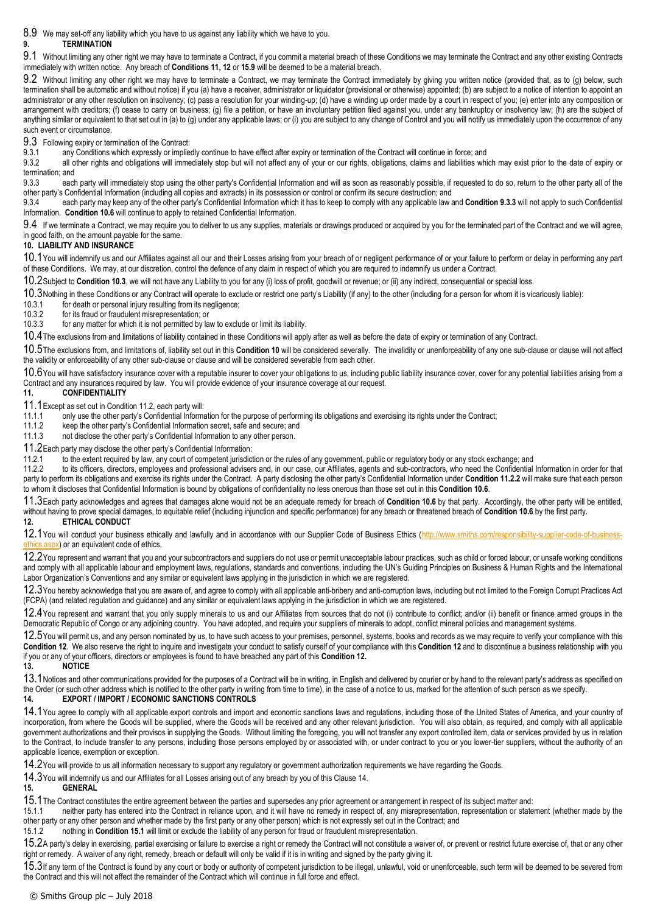8.9 We may set-off any liability which you have to us against any liability which we have to you.

## 9. TERMINATION

9.1 Without limiting any other right we may have to terminate a Contract, if you commit a material breach of these Conditions we may terminate the Contract and any other existing Contracts immediately with written notice. Any breach of **Conditions 11, 12** or **15.9** will be deemed to be a material breach.

9.2 Without limiting any other right we may have to terminate a Contract, we may terminate the Contract immediately by giving you written notice (provided that, as to (g) below, such termination shall be automatic and without notice) if you (a) have a receiver, administrator or liquidator (provisional or otherwise) appointed; (b) are subject to a notice of intention to appoint an administrator or any other resolution on insolvency; (c) pass a resolution for your winding-up; (d) have a winding up order made by a court in respect of you; (e) enter into any composition or arrangement with creditors; (f) cease to carry on business; (g) file a petition, or have an involuntary petition filed against you, under any bankruptcy or insolvency law; (h) are the subject of anything similar or equivalent to that set out in (a) to (g) under any applicable laws; or (i) you are subject to any change of Control and you will notify us immediately upon the occurrence of any such event or circumstance.

9.3 Following expiry or termination of the Contract:

9.3.1 any Conditions which expressly or impliedly continue to have effect after expiry or termination of the Contract will continue in force; and

9.3.2 all other rights and obligations will immediately stop but will not affect any of your or our rights, obligations, claims and liabilities which may exist prior to the date of expiry or termination; and

9.3.3 each party will immediately stop using the other party's Confidential Information and will as soon as reasonably possible, if requested to do so, return to the other party all of the other party's Confidential Information (including all copies and extracts) in its possession or control or confirm its secure destruction; and

9.3.4 each party may keep any of the other party's Confidential Information which it has to keep to comply with any applicable law and **Condition 9.3.3** will not apply to such Confidential Information. **Condition 10.6** will continue to apply to retained Confidential Information.

9.4 If we terminate a Contract, we may require you to deliver to us any supplies, materials or drawings produced or acquired by you for the terminated part of the Contract and we will agree, in good faith, on the amount payable for the same.

## 10. LIABILITY AND INSURANCE

10.1 You will indemnify us and our Affiliates against all our and their Losses arising from your breach of or negligent performance of or your failure to perform or delay in performing any part of these Conditions. We may, at our discretion, control the defence of any claim in respect of which you are required to indemnify us under a Contract.

10.2 Subject to **Condition 10.3**, we will not have any Liability to you for any (i) loss of profit, goodwill or revenue; or (ii) any indirect, consequential or special loss.

10.3 Nothing in these Conditions or any Contract will operate to exclude or restrict one party's Liability (if any) to the other (including for a person for whom it is vicariously liable):

10.3.1 for death or personal injury resulting from its negligence;

10.3.2 for its fraud or fraudulent misrepresentation; or

10.3.3 for any matter for which it is not permitted by law to exclude or limit its liability.

10.4 The exclusions from and limitations of liability contained in these Conditions will apply after as well as before the date of expiry or termination of any Contract.

10.5 The exclusions from, and limitations of, liability set out in this **Condition 10** will be considered severally. The invalidity or unenforceability of any one sub-clause or clause will not affect the validity or enforceability of any other sub-clause or clause and will be considered severable from each other.

10.6 You will have satisfactory insurance cover with a reputable insurer to cover your obligations to us, including public liability insurance cover, cover for any potential liabilities arising from a Contract and any insurances required by law. You will provide evidence of your insurance coverage at our request.

## 11. CONFIDENTIALITY

11.1 Except as set out in Condition 11.2, each party will:

11.1.1 only use the other party's Confidential Information for the purpose of performing its obligations and exercising its rights under the Contract;

11.1.2 keep the other party's Confidential Information secret, safe and secure; and

11.1.3 not disclose the other party's Confidential Information to any other person.

11.2 Each party may disclose the other party's Confidential Information:

11.2.1 to the extent required by law, any court of competent jurisdiction or the rules of any government, public or regulatory body or any stock exchange; and

11.2.2 to its officers, directors, employees and professional advisers and, in our case, our Affiliates, agents and sub-contractors, who need the Confidential Information in order for that party to perform its obligations and exercise its rights under the Contract. A party disclosing the other party's Confidential Information under **Condition 11.2.2** will make sure that each person to whom it discloses that Confidential Information is bound by obligations of confidentiality no less onerous than those set out in this **Condition 10.6**.

11.3 Each party acknowledges and agrees that damages alone would not be an adequate remedy for breach of **Condition 10.6** by that party. Accordingly, the other party will be entitled, without having to prove special damages, to equitable relief (including injunction and specific performance) for any breach or threatened breach of **Condition 10.6** by the first party.

## 12. ETHICAL CONDUCT

12.1 You will conduct your business ethically and lawfully and in accordance with our Supplier Code of Business Ethics (http://www.smiths.com/responsibility-supplier-code-of-business-ethics.aspx) or an equivalent code of ethics.

12.2 You represent and warrant that you and your subcontractors and suppliers do not use or permit unacceptable labour practices, such as child or forced labour, or unsafe working conditions and comply with all applicable labour and employment laws, regulations, standards and conventions, including the UN's Guiding Principles on Business & Human Rights and the International Labor Organization's Conventions and any similar or equivalent laws applying in the jurisdiction in which we are registered.

12.3 You hereby acknowledge that you are aware of, and agree to comply with all applicable anti-bribery and anti-corruption laws, including but not limited to the Foreign Corrupt Practices Act (FCPA) (and related regulation and guidance) and any similar or equivalent laws applying in the jurisdiction in which we are registered.

12.4 You represent and warrant that you only supply minerals to us and our Affiliates from sources that do not (i) contribute to conflict; and/or (ii) benefit or finance armed groups in the Democratic Republic of Congo or any adjoining country. You have adopted, and require your suppliers of minerals to adopt, conflict mineral policies and management systems.

12.5 You will permit us, and any person nominated by us, to have such access to your premises, personnel, systems, books and records as we may require to verify your compliance with this **Condition 12**. We also reserve the right to inquire and investigate your conduct to satisfy ourself of your compliance with this **Condition 12** and to discontinue a business relationship with you if you or any of your officers, directors or employees is found to have breached any part of this **Condition 12.**

## 13. NOTICE

13.1 Notices and other communications provided for the purposes of a Contract will be in writing, in English and delivered by courier or by hand to the relevant party's address as specified on the Order (or such other address which is notified to the other party in writing from time to time), in the case of a notice to us, marked for the attention of such person as we specify.

## 14. EXPORT / IMPORT / ECONOMIC SANCTIONS CONTROLS

14.1 You agree to comply with all applicable export controls and import and economic sanctions laws and regulations, including those of the United States of America, and your country of incorporation, from where the Goods will be supplied, where the Goods will be received and any other relevant jurisdiction. You will also obtain, as required, and comply with all applicable government authorizations and their provisos in supplying the Goods. Without limiting the foregoing, you will not transfer any export controlled item, data or services provided by us in relation to the Contract, to include transfer to any persons, including those persons employed by or associated with, or under contract to you or you lower-tier suppliers, without the authority of an applicable licence, exemption or exception.

14.2 You will provide to us all information necessary to support any regulatory or government authorization requirements we have regarding the Goods.

14.3 You will indemnify us and our Affiliates for all Losses arising out of any breach by you of this Clause 14.

## 15. GENERAL

15.1 The Contract constitutes the entire agreement between the parties and supersedes any prior agreement or arrangement in respect of its subject matter and:

15.1.1 neither party has entered into the Contract in reliance upon, and it will have no remedy in respect of, any misrepresentation, representation or statement (whether made by the other party or any other person and whether made by the first party or any other person) which is not expressly set out in the Contract; and

15.1.2 nothing in **Condition 15.1** will limit or exclude the liability of any person for fraud or fraudulent misrepresentation.

15.2 A party's delay in exercising, partial exercising or failure to exercise a right or remedy the Contract will not constitute a waiver of, or prevent or restrict future exercise of, that or any other right or remedy. A waiver of any right, remedy, breach or default will only be valid if it is in writing and signed by the party giving it.

15.3 If any term of the Contract is found by any court or body or authority of competent jurisdiction to be illegal, unlawful, void or unenforceable, such term will be deemed to be severed from the Contract and this will not affect the remainder of the Contract which will continue in full force and effect.

© Smiths Group plc – July 2018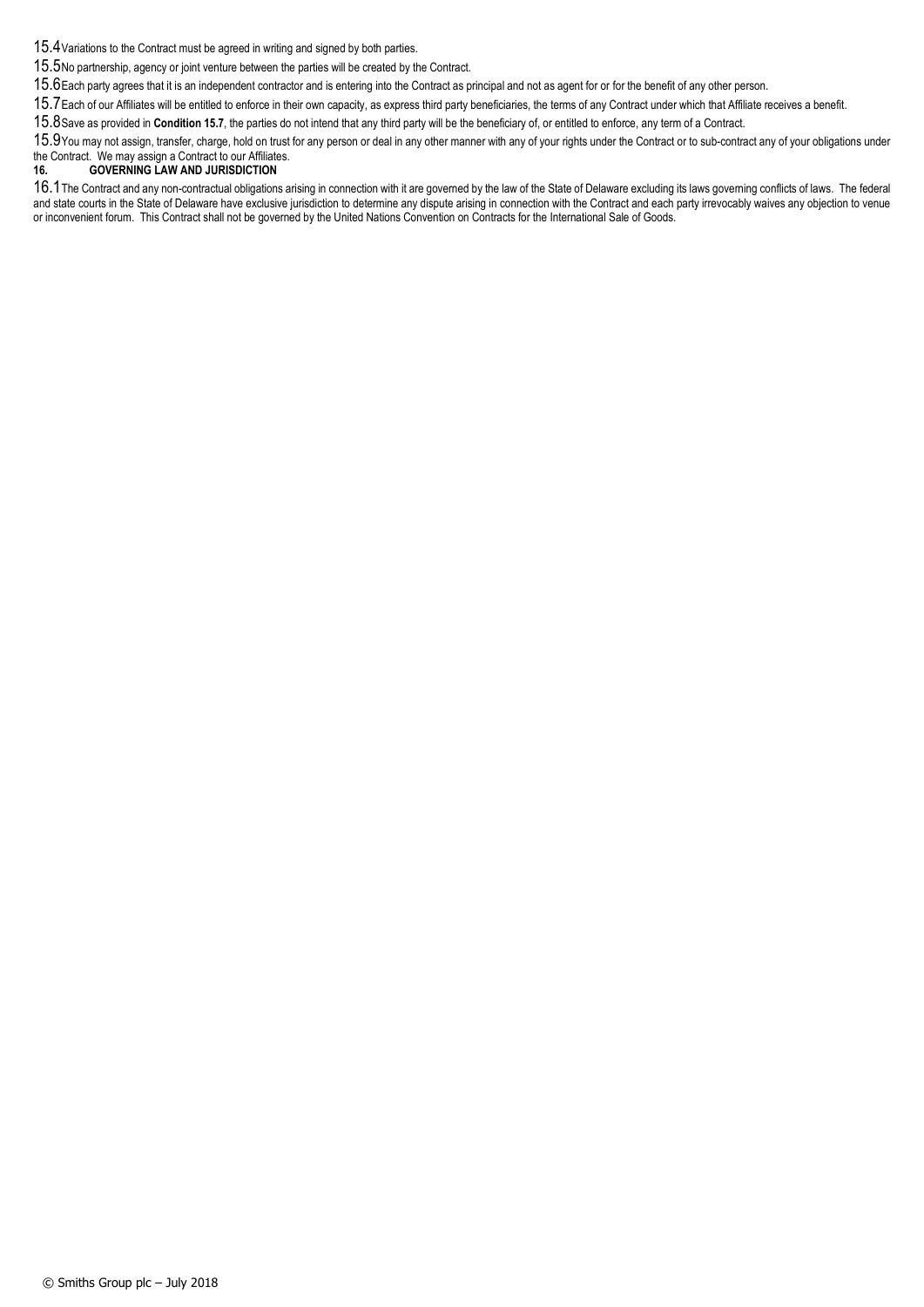15.4 Variations to the Contract must be agreed in writing and signed by both parties.

15.5 No partnership, agency or joint venture between the parties will be created by the Contract.

15.6 Each party agrees that it is an independent contractor and is entering into the Contract as principal and not as agent for or for the benefit of any other person.

15.7 Each of our Affiliates will be entitled to enforce in their own capacity, as express third party beneficiaries, the terms of any Contract under which that Affiliate receives a benefit.

15.8 Save as provided in **Condition 15.7**, the parties do not intend that any third party will be the beneficiary of, or entitled to enforce, any term of a Contract.

15.9 You may not assign, transfer, charge, hold on trust for any person or deal in any other manner with any of your rights under the Contract or to sub-contract any of your obligations under the Contract. We may assign a Contract to our Affiliates.

## 16. GOVERNING LAW AND JURISDICTION

16.1 The Contract and any non-contractual obligations arising in connection with it are governed by the law of the State of Delaware excluding its laws governing conflicts of laws. The federal and state courts in the State of Delaware have exclusive jurisdiction to determine any dispute arising in connection with the Contract and each party irrevocably waives any objection to venue or inconvenient forum. This Contract shall not be governed by the United Nations Convention on Contracts for the International Sale of Goods.

© Smiths Group plc – July 2018